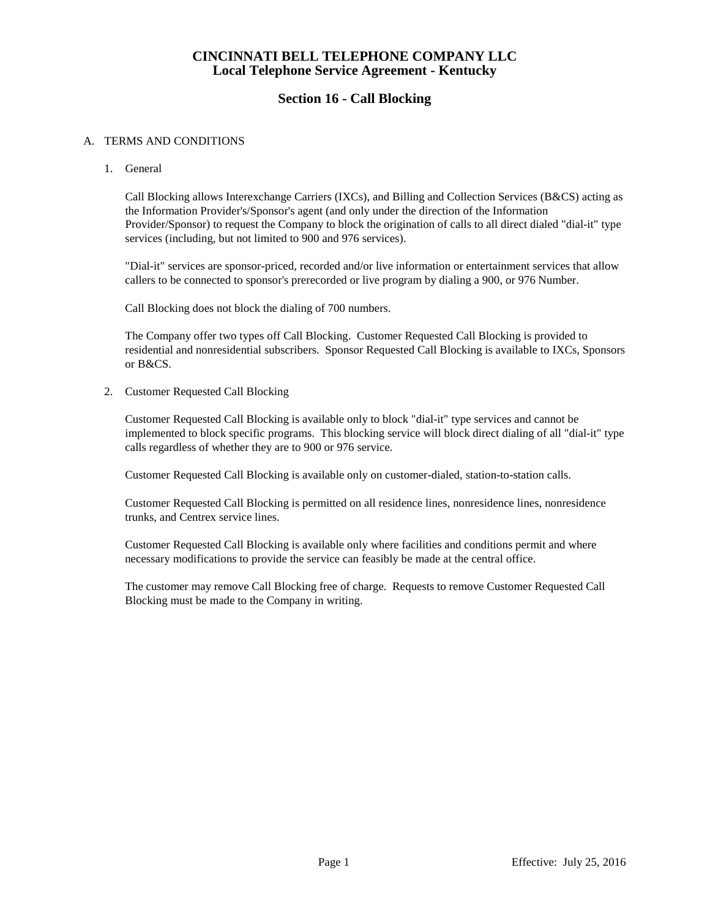# CINCINNATI BELL TELEPHONE COMPANY LLC
## Local Telephone Service Agreement - Kentucky

## Section 16 - Call Blocking

A. TERMS AND CONDITIONS

1. General

   Call Blocking allows Interexchange Carriers (IXCs), and Billing and Collection Services (B&CS) acting as the Information Provider's/Sponsor's agent (and only under the direction of the Information Provider/Sponsor) to request the Company to block the origination of calls to all direct dialed "dial-it" type services (including, but not limited to 900 and 976 services).

   "Dial-it" services are sponsor-priced, recorded and/or live information or entertainment services that allow callers to be connected to sponsor's prerecorded or live program by dialing a 900, or 976 Number.

   Call Blocking does not block the dialing of 700 numbers.

   The Company offer two types off Call Blocking. Customer Requested Call Blocking is provided to residential and nonresidential subscribers. Sponsor Requested Call Blocking is available to IXCs, Sponsors or B&CS.

2. Customer Requested Call Blocking

   Customer Requested Call Blocking is available only to block "dial-it" type services and cannot be implemented to block specific programs. This blocking service will block direct dialing of all "dial-it" type calls regardless of whether they are to 900 or 976 service.

   Customer Requested Call Blocking is available only on customer-dialed, station-to-station calls.

   Customer Requested Call Blocking is permitted on all residence lines, nonresidence lines, nonresidence trunks, and Centrex service lines.

   Customer Requested Call Blocking is available only where facilities and conditions permit and where necessary modifications to provide the service can feasibly be made at the central office.

   The customer may remove Call Blocking free of charge. Requests to remove Customer Requested Call Blocking must be made to the Company in writing.

Effective: July 25, 2016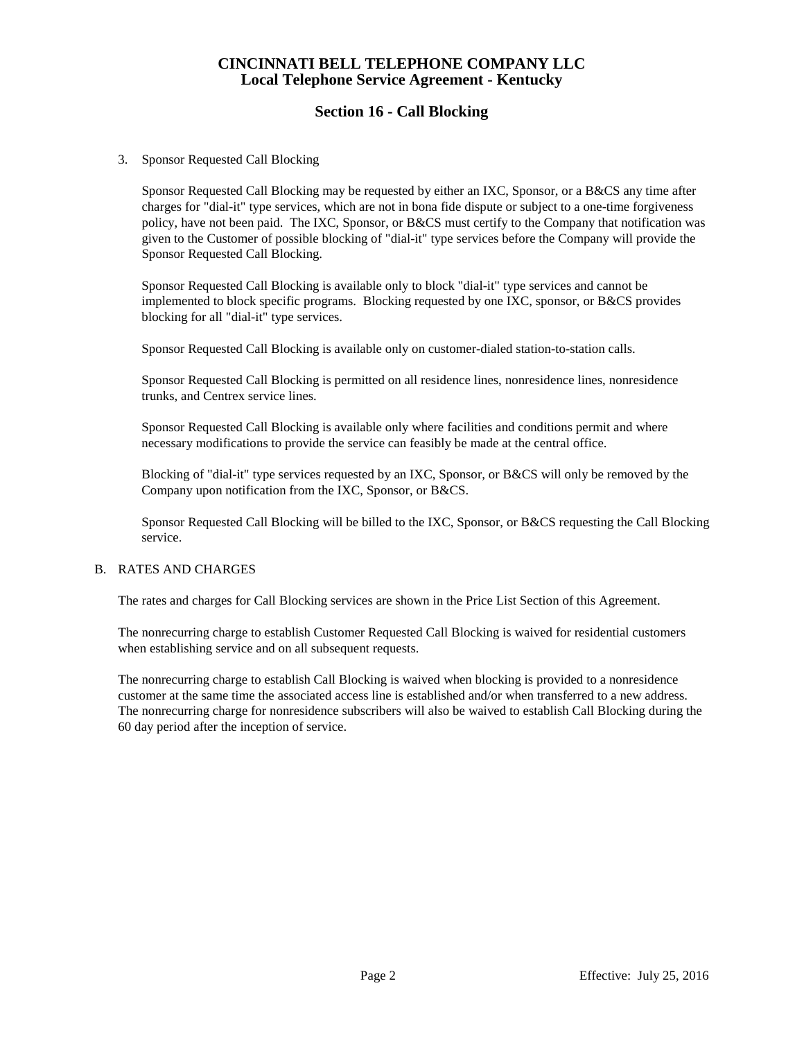3. Sponsor Requested Call Blocking

   Sponsor Requested Call Blocking may be requested by either an IXC, Sponsor, or a B&CS any time after charges for "dial-it" type services, which are not in bona fide dispute or subject to a one-time forgiveness policy, have not been paid. The IXC, Sponsor, or B&CS must certify to the Company that notification was given to the Customer of possible blocking of "dial-it" type services before the Company will provide the Sponsor Requested Call Blocking.

   Sponsor Requested Call Blocking is available only to block "dial-it" type services and cannot be implemented to block specific programs. Blocking requested by one IXC, sponsor, or B&CS provides blocking for all "dial-it" type services.

   Sponsor Requested Call Blocking is available only on customer-dialed station-to-station calls.

   Sponsor Requested Call Blocking is permitted on all residence lines, nonresidence lines, nonresidence trunks, and Centrex service lines.

   Sponsor Requested Call Blocking is available only where facilities and conditions permit and where necessary modifications to provide the service can feasibly be made at the central office.

   Blocking of "dial-it" type services requested by an IXC, Sponsor, or B&CS will only be removed by the Company upon notification from the IXC, Sponsor, or B&CS.

   Sponsor Requested Call Blocking will be billed to the IXC, Sponsor, or B&CS requesting the Call Blocking service.

B. RATES AND CHARGES

   The rates and charges for Call Blocking services are shown in the Price List Section of this Agreement.

   The nonrecurring charge to establish Customer Requested Call Blocking is waived for residential customers when establishing service and on all subsequent requests.

   The nonrecurring charge to establish Call Blocking is waived when blocking is provided to a nonresidence customer at the same time the associated access line is established and/or when transferred to a new address. The nonrecurring charge for nonresidence subscribers will also be waived to establish Call Blocking during the 60 day period after the inception of service.

Effective: July 25, 2016